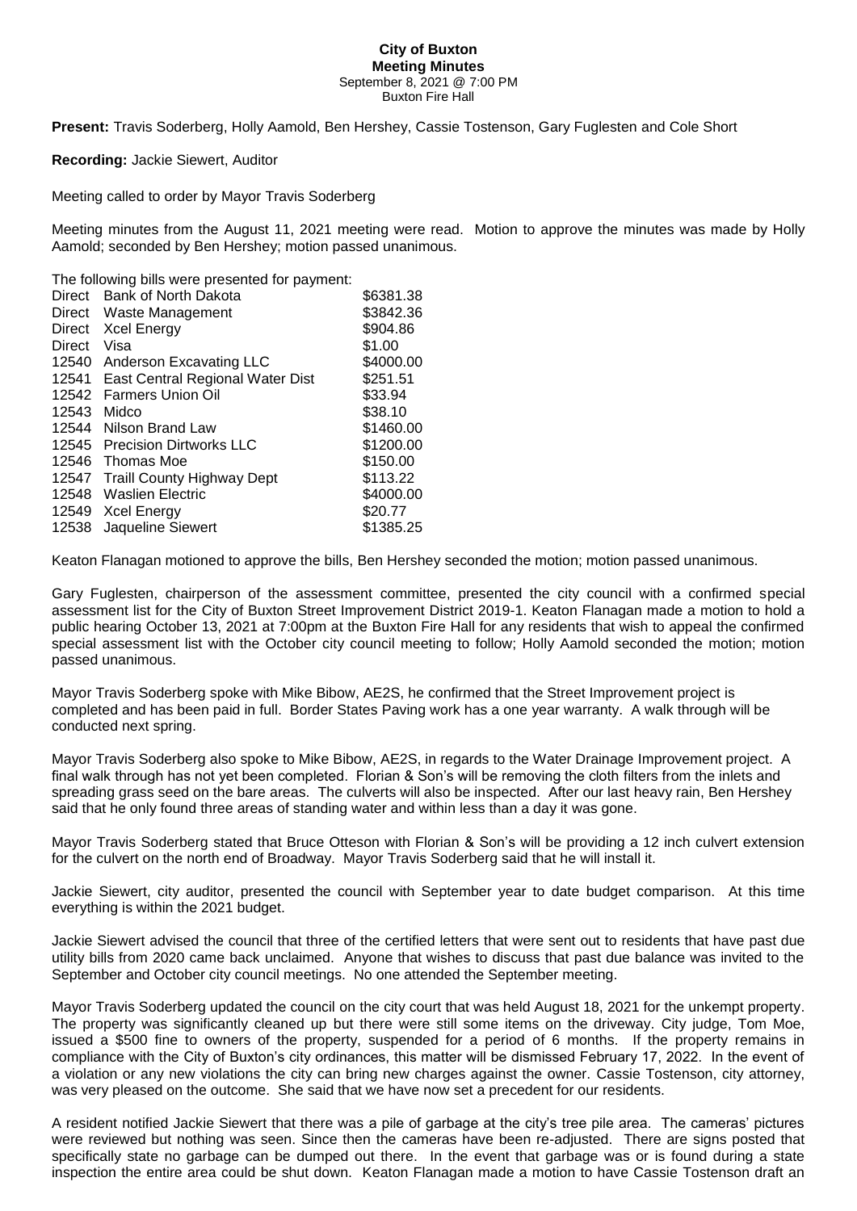**City of Buxton**
**Meeting Minutes**
September 8, 2021 @ 7:00 PM
Buxton Fire Hall

**Present:** Travis Soderberg, Holly Aamold, Ben Hershey, Cassie Tostenson, Gary Fuglesten and Cole Short

**Recording:** Jackie Siewert, Auditor

Meeting called to order by Mayor Travis Soderberg

Meeting minutes from the August 11, 2021 meeting were read. Motion to approve the minutes was made by Holly Aamold; seconded by Ben Hershey; motion passed unanimous.

The following bills were presented for payment:

| | | |
|---|---|---|
| Direct | Bank of North Dakota | \$6381.38 |
| Direct | Waste Management | \$3842.36 |
| Direct | Xcel Energy | \$904.86 |
| Direct | Visa | \$1.00 |
| 12540 | Anderson Excavating LLC | \$4000.00 |
| 12541 | East Central Regional Water Dist | \$251.51 |
| 12542 | Farmers Union Oil | \$33.94 |
| 12543 | Midco | \$38.10 |
| 12544 | Nilson Brand Law | \$1460.00 |
| 12545 | Precision Dirtworks LLC | \$1200.00 |
| 12546 | Thomas Moe | \$150.00 |
| 12547 | Traill County Highway Dept | \$113.22 |
| 12548 | Waslien Electric | \$4000.00 |
| 12549 | Xcel Energy | \$20.77 |
| 12538 | Jaqueline Siewert | \$1385.25 |

Keaton Flanagan motioned to approve the bills, Ben Hershey seconded the motion; motion passed unanimous.

Gary Fuglesten, chairperson of the assessment committee, presented the city council with a confirmed special assessment list for the City of Buxton Street Improvement District 2019-1. Keaton Flanagan made a motion to hold a public hearing October 13, 2021 at 7:00pm at the Buxton Fire Hall for any residents that wish to appeal the confirmed special assessment list with the October city council meeting to follow; Holly Aamold seconded the motion; motion passed unanimous.

Mayor Travis Soderberg spoke with Mike Bibow, AE2S, he confirmed that the Street Improvement project is completed and has been paid in full. Border States Paving work has a one year warranty. A walk through will be conducted next spring.

Mayor Travis Soderberg also spoke to Mike Bibow, AE2S, in regards to the Water Drainage Improvement project. A final walk through has not yet been completed. Florian & Son's will be removing the cloth filters from the inlets and spreading grass seed on the bare areas. The culverts will also be inspected. After our last heavy rain, Ben Hershey said that he only found three areas of standing water and within less than a day it was gone.

Mayor Travis Soderberg stated that Bruce Otteson with Florian & Son's will be providing a 12 inch culvert extension for the culvert on the north end of Broadway. Mayor Travis Soderberg said that he will install it.

Jackie Siewert, city auditor, presented the council with September year to date budget comparison. At this time everything is within the 2021 budget.

Jackie Siewert advised the council that three of the certified letters that were sent out to residents that have past due utility bills from 2020 came back unclaimed. Anyone that wishes to discuss that past due balance was invited to the September and October city council meetings. No one attended the September meeting.

Mayor Travis Soderberg updated the council on the city court that was held August 18, 2021 for the unkempt property. The property was significantly cleaned up but there were still some items on the driveway. City judge, Tom Moe, issued a \$500 fine to owners of the property, suspended for a period of 6 months. If the property remains in compliance with the City of Buxton's city ordinances, this matter will be dismissed February 17, 2022. In the event of a violation or any new violations the city can bring new charges against the owner. Cassie Tostenson, city attorney, was very pleased on the outcome. She said that we have now set a precedent for our residents.

A resident notified Jackie Siewert that there was a pile of garbage at the city's tree pile area. The cameras' pictures were reviewed but nothing was seen. Since then the cameras have been re-adjusted. There are signs posted that specifically state no garbage can be dumped out there. In the event that garbage was or is found during a state inspection the entire area could be shut down. Keaton Flanagan made a motion to have Cassie Tostenson draft an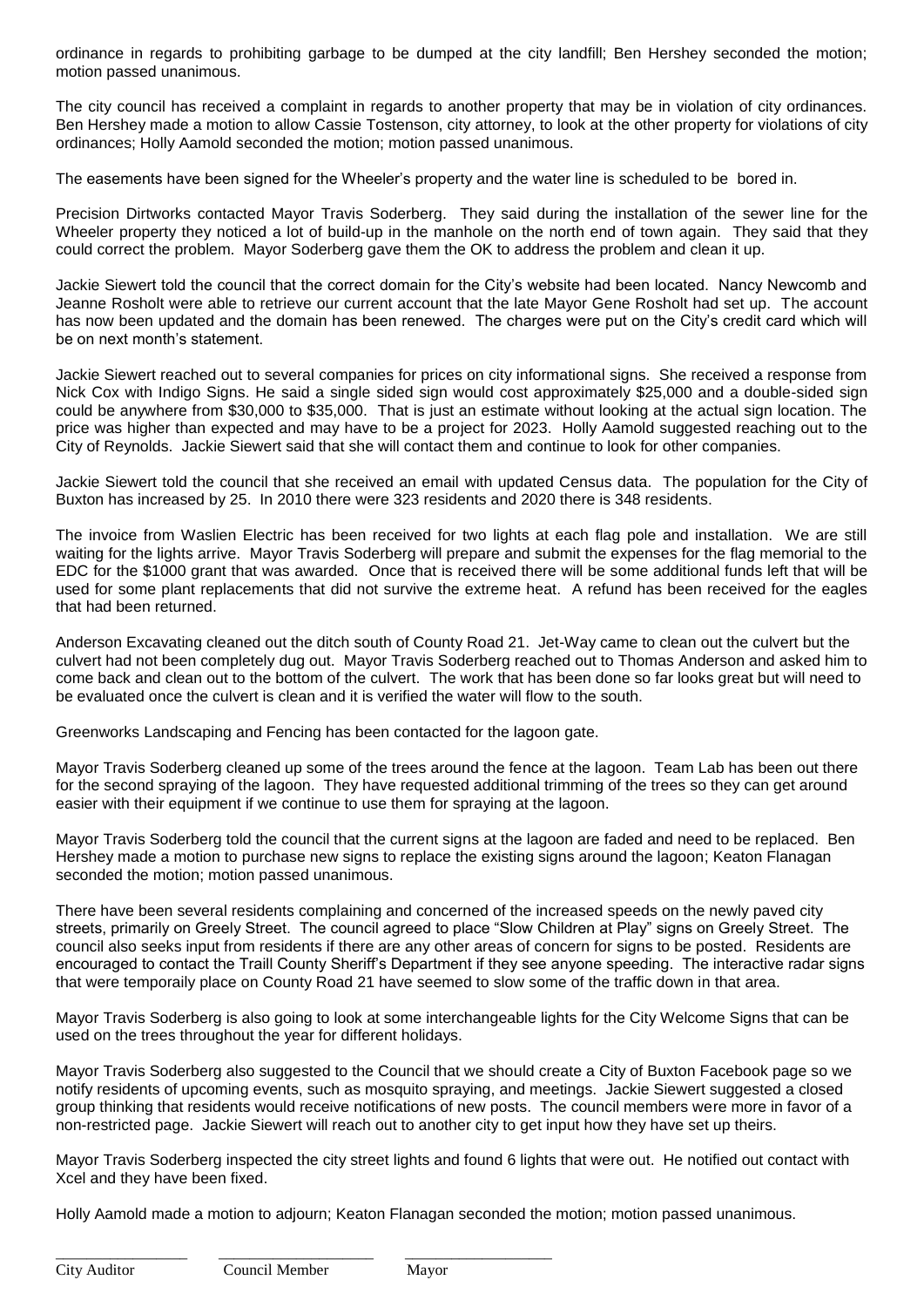ordinance in regards to prohibiting garbage to be dumped at the city landfill; Ben Hershey seconded the motion; motion passed unanimous.

The city council has received a complaint in regards to another property that may be in violation of city ordinances. Ben Hershey made a motion to allow Cassie Tostenson, city attorney, to look at the other property for violations of city ordinances; Holly Aamold seconded the motion; motion passed unanimous.

The easements have been signed for the Wheeler's property and the water line is scheduled to be bored in.

Precision Dirtworks contacted Mayor Travis Soderberg. They said during the installation of the sewer line for the Wheeler property they noticed a lot of build-up in the manhole on the north end of town again. They said that they could correct the problem. Mayor Soderberg gave them the OK to address the problem and clean it up.

Jackie Siewert told the council that the correct domain for the City's website had been located. Nancy Newcomb and Jeanne Rosholt were able to retrieve our current account that the late Mayor Gene Rosholt had set up. The account has now been updated and the domain has been renewed. The charges were put on the City's credit card which will be on next month's statement.

Jackie Siewert reached out to several companies for prices on city informational signs. She received a response from Nick Cox with Indigo Signs. He said a single sided sign would cost approximately $25,000 and a double-sided sign could be anywhere from $30,000 to $35,000. That is just an estimate without looking at the actual sign location. The price was higher than expected and may have to be a project for 2023. Holly Aamold suggested reaching out to the City of Reynolds. Jackie Siewert said that she will contact them and continue to look for other companies.

Jackie Siewert told the council that she received an email with updated Census data. The population for the City of Buxton has increased by 25. In 2010 there were 323 residents and 2020 there is 348 residents.

The invoice from Waslien Electric has been received for two lights at each flag pole and installation. We are still waiting for the lights arrive. Mayor Travis Soderberg will prepare and submit the expenses for the flag memorial to the EDC for the $1000 grant that was awarded. Once that is received there will be some additional funds left that will be used for some plant replacements that did not survive the extreme heat. A refund has been received for the eagles that had been returned.

Anderson Excavating cleaned out the ditch south of County Road 21. Jet-Way came to clean out the culvert but the culvert had not been completely dug out. Mayor Travis Soderberg reached out to Thomas Anderson and asked him to come back and clean out to the bottom of the culvert. The work that has been done so far looks great but will need to be evaluated once the culvert is clean and it is verified the water will flow to the south.

Greenworks Landscaping and Fencing has been contacted for the lagoon gate.

Mayor Travis Soderberg cleaned up some of the trees around the fence at the lagoon. Team Lab has been out there for the second spraying of the lagoon. They have requested additional trimming of the trees so they can get around easier with their equipment if we continue to use them for spraying at the lagoon.

Mayor Travis Soderberg told the council that the current signs at the lagoon are faded and need to be replaced. Ben Hershey made a motion to purchase new signs to replace the existing signs around the lagoon; Keaton Flanagan seconded the motion; motion passed unanimous.

There have been several residents complaining and concerned of the increased speeds on the newly paved city streets, primarily on Greely Street. The council agreed to place "Slow Children at Play" signs on Greely Street. The council also seeks input from residents if there are any other areas of concern for signs to be posted. Residents are encouraged to contact the Traill County Sheriff's Department if they see anyone speeding. The interactive radar signs that were temporaily place on County Road 21 have seemed to slow some of the traffic down in that area.

Mayor Travis Soderberg is also going to look at some interchangeable lights for the City Welcome Signs that can be used on the trees throughout the year for different holidays.

Mayor Travis Soderberg also suggested to the Council that we should create a City of Buxton Facebook page so we notify residents of upcoming events, such as mosquito spraying, and meetings. Jackie Siewert suggested a closed group thinking that residents would receive notifications of new posts. The council members were more in favor of a non-restricted page. Jackie Siewert will reach out to another city to get input how they have set up theirs.

Mayor Travis Soderberg inspected the city street lights and found 6 lights that were out. He notified out contact with Xcel and they have been fixed.

Holly Aamold made a motion to adjourn; Keaton Flanagan seconded the motion; motion passed unanimous.

\_\_\_\_\_\_\_\_\_\_\_\_\_\_\_\_ \_\_\_\_\_\_\_\_\_\_\_\_\_\_\_\_\_\_ \_\_\_\_\_\_\_\_\_\_\_\_\_\_\_\_\_\_

City Auditor Council Member Mayor